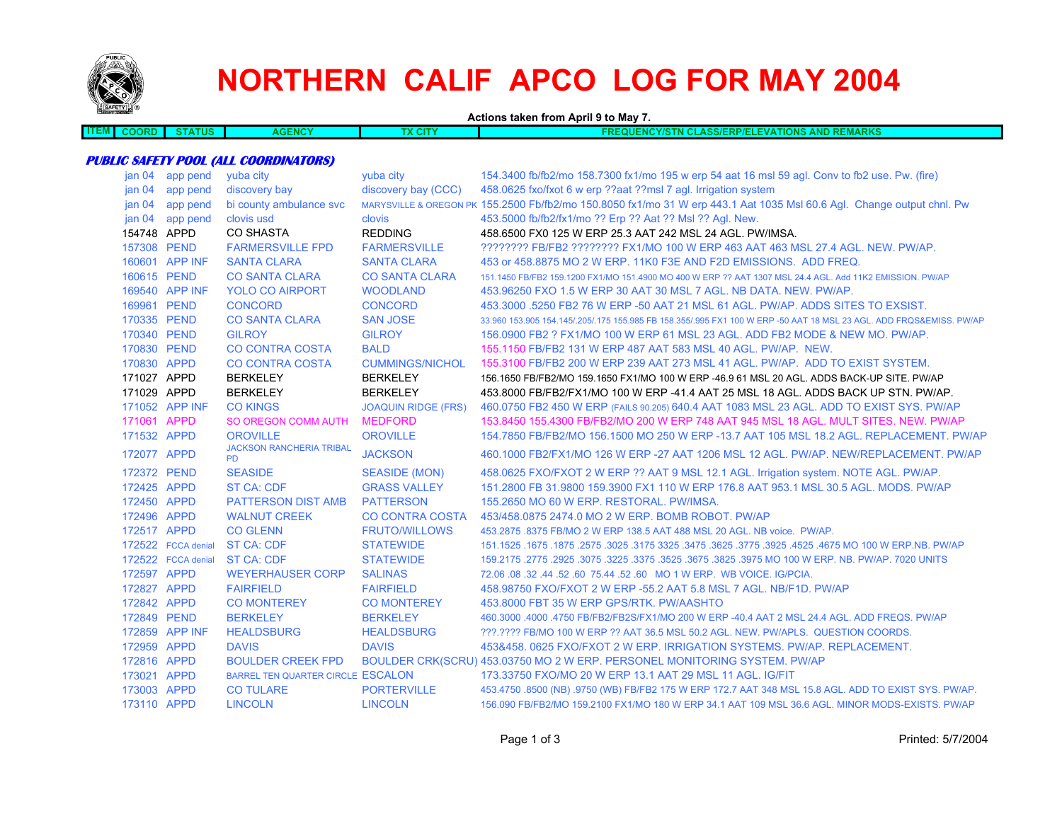# NORTHERN CALIF APCO LOG FOR MAY 2004

**Actions taken from April 9 to May 7.**

## PUBLIC SAFETY POOL (ALL COORDINATORS)

| ITEM | COORD | STATUS | AGENCY | TX CITY | FREQUENCY/STN CLASS/ERP/ELEVATIONS AND REMARKS |
|---|---|---|---|---|---|
| | jan 04 | app pend | yuba city | yuba city | 154.3400 fb/fb2/mo 158.7300 fx1/mo 195 w erp 54 aat 16 msl 59 agl. Conv to fb2 use. Pw. (fire) |
| | jan 04 | app pend | discovery bay | discovery bay (CCC) | 458.0625 fxo/fxot 6 w erp ??aat ??msl 7 agl. Irrigation system |
| | jan 04 | app pend | bi county ambulance svc | MARYSVILLE & OREGON PK | 155.2500 Fb/fb2/mo 150.8050 fx1/mo 31 W erp 443.1 Aat 1035 Msl 60.6 Agl. Change output chnl. Pw |
| | jan 04 | app pend | clovis usd | clovis | 453.5000 fb/fb2/fx1/mo ?? Erp ?? Aat ?? Msl ?? Agl. New. |
| | 154748 | APPD | CO SHASTA | REDDING | 458.6500 FX0 125 W ERP 25.3 AAT 242 MSL 24 AGL. PW/IMSA. |
| | 157308 | PEND | FARMERSVILLE FPD | FARMERSVILLE | ???????? FB/FB2 ???????? FX1/MO 100 W ERP 463 AAT 463 MSL 27.4 AGL. NEW. PW/AP. |
| | 160601 | APP INF | SANTA CLARA | SANTA CLARA | 453 or 458.8875 MO 2 W ERP. 11K0 F3E AND F2D EMISSIONS. ADD FREQ. |
| | 160615 | PEND | CO SANTA CLARA | CO SANTA CLARA | 151.1450 FB/FB2 159.1200 FX1/MO 151.4900 MO 400 W ERP ?? AAT 1307 MSL 24.4 AGL. Add 11K2 EMISSION. PW/AP |
| | 169540 | APP INF | YOLO CO AIRPORT | WOODLAND | 453.96250 FXO 1.5 W ERP 30 AAT 30 MSL 7 AGL. NB DATA. NEW. PW/AP. |
| | 169961 | PEND | CONCORD | CONCORD | 453.3000 .5250 FB2 76 W ERP -50 AAT 21 MSL 61 AGL. PW/AP. ADDS SITES TO EXSIST. |
| | 170335 | PEND | CO SANTA CLARA | SAN JOSE | 33.960 153.905 154.145/.205/.175 155.985 FB 158.355/.995 FX1 100 W ERP -50 AAT 18 MSL 23 AGL. ADD FRQS&EMISS. PW/AP |
| | 170340 | PEND | GILROY | GILROY | 156.0900 FB2 ? FX1/MO 100 W ERP 61 MSL 23 AGL. ADD FB2 MODE & NEW MO. PW/AP. |
| | 170830 | PEND | CO CONTRA COSTA | BALD | 155.1150 FB/FB2 131 W ERP 487 AAT 583 MSL 40 AGL. PW/AP. NEW. |
| | 170830 | APPD | CO CONTRA COSTA | CUMMINGS/NICHOL | 155.3100 FB/FB2 200 W ERP 239 AAT 273 MSL 41 AGL. PW/AP. ADD TO EXIST SYSTEM. |
| | 171027 | APPD | BERKELEY | BERKELEY | 156.1650 FB/FB2/MO 159.1650 FX1/MO 100 W ERP -46.9 61 MSL 20 AGL. ADDS BACK-UP SITE. PW/AP |
| | 171029 | APPD | BERKELEY | BERKELEY | 453.8000 FB/FB2/FX1/MO 100 W ERP -41.4 AAT 25 MSL 18 AGL. ADDS BACK UP STN. PW/AP. |
| | 171052 | APP INF | CO KINGS | JOAQUIN RIDGE (FRS) | 460.0750 FB2 450 W ERP (FAILS 90.205) 640.4 AAT 1083 MSL 23 AGL. ADD TO EXIST SYS. PW/AP |
| | 171061 | APPD | SO OREGON COMM AUTH | MEDFORD | 153.8450 155.4300 FB/FB2/MO 200 W ERP 748 AAT 945 MSL 18 AGL. MULT SITES. NEW. PW/AP |
| | 171532 | APPD | OROVILLE | OROVILLE | 154.7850 FB/FB2/MO 156.1500 MO 250 W ERP -13.7 AAT 105 MSL 18.2 AGL. REPLACEMENT. PW/AP |
| | 172077 | APPD | JACKSON RANCHERIA TRIBAL PD | JACKSON | 460.1000 FB2/FX1/MO 126 W ERP -27 AAT 1206 MSL 12 AGL. PW/AP. NEW/REPLACEMENT. PW/AP |
| | 172372 | PEND | SEASIDE | SEASIDE (MON) | 458.0625 FXO/FXOT 2 W ERP ?? AAT 9 MSL 12.1 AGL. Irrigation system. NOTE AGL. PW/AP. |
| | 172425 | APPD | ST CA: CDF | GRASS VALLEY | 151.2800 FB 31.9800 159.3900 FX1 110 W ERP 176.8 AAT 953.1 MSL 30.5 AGL. MODS. PW/AP |
| | 172450 | APPD | PATTERSON DIST AMB | PATTERSON | 155.2650 MO 60 W ERP. RESTORAL. PW/IMSA. |
| | 172496 | APPD | WALNUT CREEK | CO CONTRA COSTA | 453/458.0875 2474.0 MO 2 W ERP. BOMB ROBOT. PW/AP |
| | 172517 | APPD | CO GLENN | FRUTO/WILLOWS | 453.2875 .8375 FB/MO 2 W ERP 138.5 AAT 488 MSL 20 AGL. NB voice. PW/AP. |
| | 172522 | FCCA denial | ST CA: CDF | STATEWIDE | 151.1525 .1675 .1875 .2575 .3025 .3175 3325 .3475 .3625 .3775 .3925 .4525 .4675 MO 100 W ERP.NB. PW/AP |
| | 172522 | FCCA denial | ST CA: CDF | STATEWIDE | 159.2175 .2775 .2925 .3075 .3225 .3375 .3525 .3675 .3825 .3975 MO 100 W ERP. NB. PW/AP. 7020 UNITS |
| | 172597 | APPD | WEYERHAUSER CORP | SALINAS | 72.06 .08 .32 .44 .52 .60 75.44 .52 .60 MO 1 W ERP. WB VOICE. IG/PCIA. |
| | 172827 | APPD | FAIRFIELD | FAIRFIELD | 458.98750 FXO/FXOT 2 W ERP -55.2 AAT 5.8 MSL 7 AGL. NB/F1D. PW/AP |
| | 172842 | APPD | CO MONTEREY | CO MONTEREY | 453.8000 FBT 35 W ERP GPS/RTK. PW/AASHTO |
| | 172849 | PEND | BERKELEY | BERKELEY | 460.3000 .4000 .4750 FB/FB2/FB2S/FX1/MO 200 W ERP -40.4 AAT 2 MSL 24.4 AGL. ADD FREQS. PW/AP |
| | 172859 | APP INF | HEALDSBURG | HEALDSBURG | ???.???? FB/MO 100 W ERP ?? AAT 36.5 MSL 50.2 AGL. NEW. PW/APLS. QUESTION COORDS. |
| | 172959 | APPD | DAVIS | DAVIS | 453&458. 0625 FXO/FXOT 2 W ERP. IRRIGATION SYSTEMS. PW/AP. REPLACEMENT. |
| | 172816 | APPD | BOULDER CREEK FPD | BOULDER CRK(SCRU) | 453.03750 MO 2 W ERP. PERSONEL MONITORING SYSTEM. PW/AP |
| | 173021 | APPD | BARREL TEN QUARTER CIRCLE | ESCALON | 173.33750 FXO/MO 20 W ERP 13.1 AAT 29 MSL 11 AGL. IG/FIT |
| | 173003 | APPD | CO TULARE | PORTERVILLE | 453.4750 .8500 (NB) .9750 (WB) FB/FB2 175 W ERP 172.7 AAT 348 MSL 15.8 AGL. ADD TO EXIST SYS. PW/AP. |
| | 173110 | APPD | LINCOLN | LINCOLN | 156.090 FB/FB2/MO 159.2100 FX1/MO 180 W ERP 34.1 AAT 109 MSL 36.6 AGL. MINOR MODS-EXISTS. PW/AP |

Printed: 5/7/2004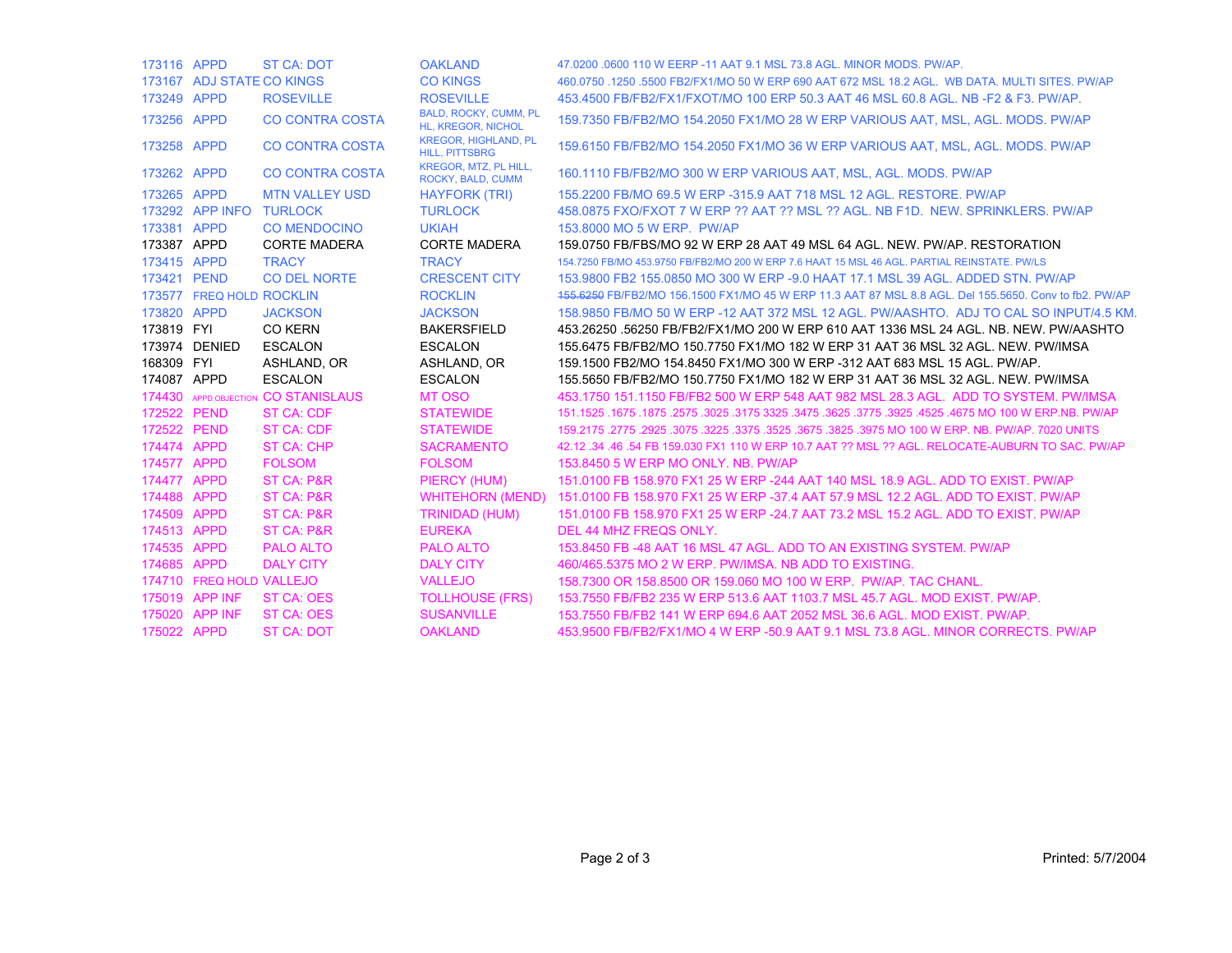| | | | | |
|---|---|---|---|---|
| 173116 | APPD | ST CA: DOT | OAKLAND | 47.0200 .0600 110 W EERP -11 AAT 9.1 MSL 73.8 AGL. MINOR MODS. PW/AP. |
| 173167 | ADJ STATE | CO KINGS | CO KINGS | 460.0750 .1250 .5500 FB2/FX1/MO 50 W ERP 690 AAT 672 MSL 18.2 AGL. WB DATA. MULTI SITES. PW/AP |
| 173249 | APPD | ROSEVILLE | ROSEVILLE | 453.4500 FB/FB2/FX1/FXOT/MO 100 ERP 50.3 AAT 46 MSL 60.8 AGL. NB -F2 & F3. PW/AP. |
| 173256 | APPD | CO CONTRA COSTA | BALD, ROCKY, CUMM, PL HL, KREGOR, NICHOL | 159.7350 FB/FB2/MO 154.2050 FX1/MO 28 W ERP VARIOUS AAT, MSL, AGL. MODS. PW/AP |
| 173258 | APPD | CO CONTRA COSTA | KREGOR, HIGHLAND, PL HILL, PITTSBRG | 159.6150 FB/FB2/MO 154.2050 FX1/MO 36 W ERP VARIOUS AAT, MSL, AGL. MODS. PW/AP |
| 173262 | APPD | CO CONTRA COSTA | KREGOR, MTZ, PL HILL, ROCKY, BALD, CUMM | 160.1110 FB/FB2/MO 300 W ERP VARIOUS AAT, MSL, AGL. MODS. PW/AP |
| 173265 | APPD | MTN VALLEY USD | HAYFORK (TRI) | 155.2200 FB/MO 69.5 W ERP -315.9 AAT 718 MSL 12 AGL. RESTORE. PW/AP |
| 173292 | APP INFO | TURLOCK | TURLOCK | 458.0875 FXO/FXOT 7 W ERP ?? AAT ?? MSL ?? AGL. NB F1D. NEW. SPRINKLERS. PW/AP |
| 173381 | APPD | CO MENDOCINO | UKIAH | 153.8000 MO 5 W ERP. PW/AP |
| 173387 | APPD | CORTE MADERA | CORTE MADERA | 159.0750 FB/FBS/MO 92 W ERP 28 AAT 49 MSL 64 AGL. NEW. PW/AP. RESTORATION |
| 173415 | APPD | TRACY | TRACY | 154.7250 FB/MO 453.9750 FB/FB2/MO 200 W ERP 7.6 HAAT 15 MSL 46 AGL. PARTIAL REINSTATE. PW/LS |
| 173421 | PEND | CO DEL NORTE | CRESCENT CITY | 153.9800 FB2 155.0850 MO 300 W ERP -9.0 HAAT 17.1 MSL 39 AGL. ADDED STN. PW/AP |
| 173577 | FREQ HOLD | ROCKLIN | ROCKLIN | ~~155.6250~~ FB/FB2/MO 156.1500 FX1/MO 45 W ERP 11.3 AAT 87 MSL 8.8 AGL. Del 155.5650. Conv to fb2. PW/AP |
| 173820 | APPD | JACKSON | JACKSON | 158.9850 FB/MO 50 W ERP -12 AAT 372 MSL 12 AGL. PW/AASHTO. ADJ TO CAL SO INPUT/4.5 KM. |
| 173819 | FYI | CO KERN | BAKERSFIELD | 453.26250 .56250 FB/FB2/FX1/MO 200 W ERP 610 AAT 1336 MSL 24 AGL. NB. NEW. PW/AASHTO |
| 173974 | DENIED | ESCALON | ESCALON | 155.6475 FB/FB2/MO 150.7750 FX1/MO 182 W ERP 31 AAT 36 MSL 32 AGL. NEW. PW/IMSA |
| 168309 | FYI | ASHLAND, OR | ASHLAND, OR | 159.1500 FB2/MO 154.8450 FX1/MO 300 W ERP -312 AAT 683 MSL 15 AGL. PW/AP. |
| 174087 | APPD | ESCALON | ESCALON | 155.5650 FB/FB2/MO 150.7750 FX1/MO 182 W ERP 31 AAT 36 MSL 32 AGL. NEW. PW/IMSA |
| 174430 | APPD OBJECTION | CO STANISLAUS | MT OSO | 453.1750 151.1150 FB/FB2 500 W ERP 548 AAT 982 MSL 28.3 AGL. ADD TO SYSTEM. PW/IMSA |
| 172522 | PEND | ST CA: CDF | STATEWIDE | 151.1525 .1675 .1875 .2575 .3025 .3175 3325 .3475 .3625 .3775 .3925 .4525 .4675 MO 100 W ERP.NB. PW/AP |
| 172522 | PEND | ST CA: CDF | STATEWIDE | 159.2175 .2775 .2925 .3075 .3225 .3375 .3525 .3675 .3825 .3975 MO 100 W ERP. NB. PW/AP. 7020 UNITS |
| 174474 | APPD | ST CA: CHP | SACRAMENTO | 42.12 .34 .46 .54 FB 159.030 FX1 110 W ERP 10.7 AAT ?? MSL ?? AGL. RELOCATE-AUBURN TO SAC. PW/AP |
| 174577 | APPD | FOLSOM | FOLSOM | 153.8450 5 W ERP MO ONLY. NB. PW/AP |
| 174477 | APPD | ST CA: P&R | PIERCY (HUM) | 151.0100 FB 158.970 FX1 25 W ERP -244 AAT 140 MSL 18.9 AGL. ADD TO EXIST. PW/AP |
| 174488 | APPD | ST CA: P&R | WHITEHORN (MEND) | 151.0100 FB 158.970 FX1 25 W ERP -37.4 AAT 57.9 MSL 12.2 AGL. ADD TO EXIST. PW/AP |
| 174509 | APPD | ST CA: P&R | TRINIDAD (HUM) | 151.0100 FB 158.970 FX1 25 W ERP -24.7 AAT 73.2 MSL 15.2 AGL. ADD TO EXIST. PW/AP |
| 174513 | APPD | ST CA: P&R | EUREKA | DEL 44 MHZ FREQS ONLY. |
| 174535 | APPD | PALO ALTO | PALO ALTO | 153.8450 FB -48 AAT 16 MSL 47 AGL. ADD TO AN EXISTING SYSTEM. PW/AP |
| 174685 | APPD | DALY CITY | DALY CITY | 460/465.5375 MO 2 W ERP. PW/IMSA. NB ADD TO EXISTING. |
| 174710 | FREQ HOLD | VALLEJO | VALLEJO | 158.7300 OR 158.8500 OR 159.060 MO 100 W ERP. PW/AP. TAC CHANL. |
| 175019 | APP INF | ST CA: OES | TOLLHOUSE (FRS) | 153.7550 FB/FB2 235 W ERP 513.6 AAT 1103.7 MSL 45.7 AGL. MOD EXIST. PW/AP. |
| 175020 | APP INF | ST CA: OES | SUSANVILLE | 153.7550 FB/FB2 141 W ERP 694.6 AAT 2052 MSL 36.6 AGL. MOD EXIST. PW/AP. |
| 175022 | APPD | ST CA: DOT | OAKLAND | 453.9500 FB/FB2/FX1/MO 4 W ERP -50.9 AAT 9.1 MSL 73.8 AGL. MINOR CORRECTS. PW/AP |

Printed: 5/7/2004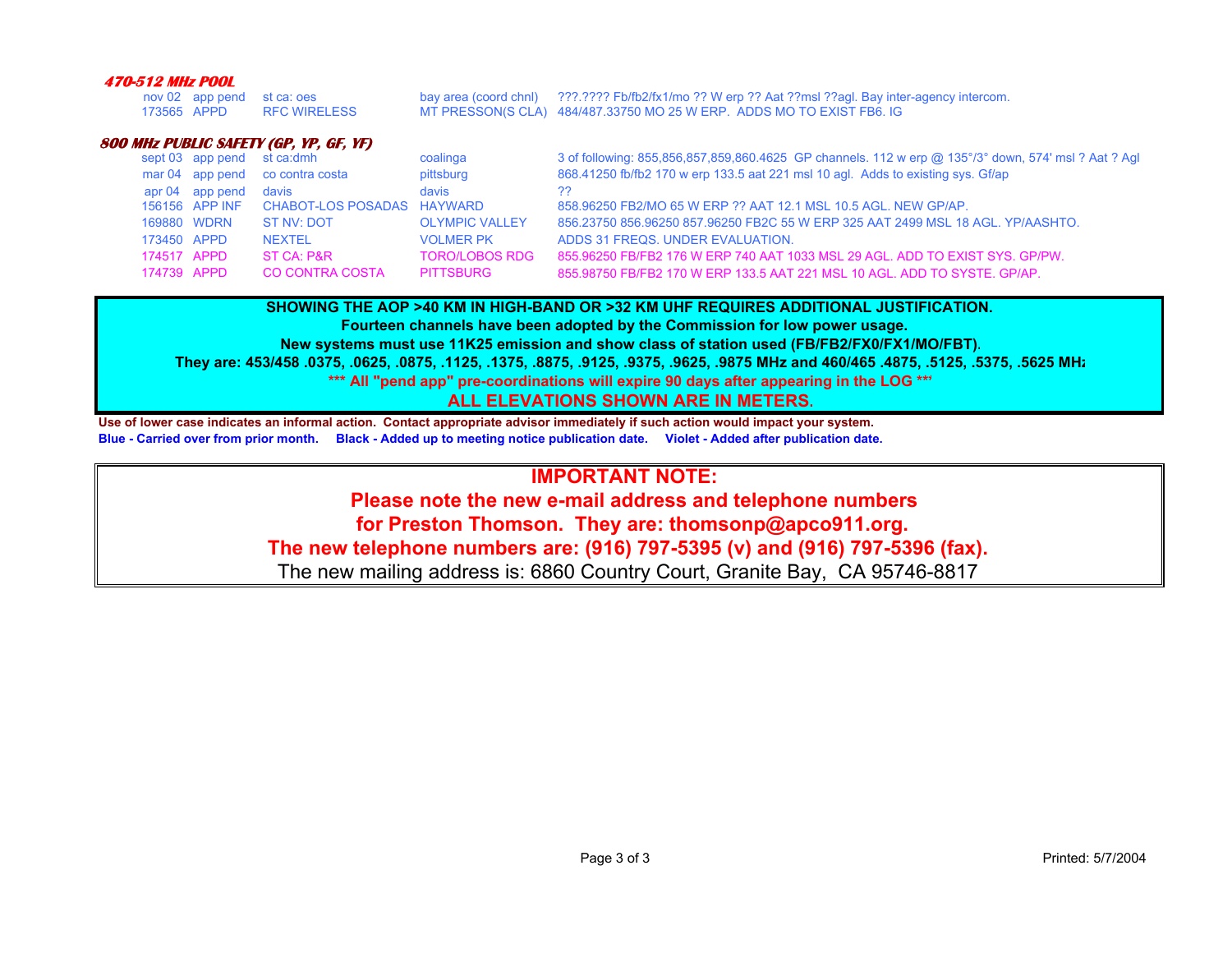### *470-512 MHz POOL*

| | | | | |
|---|---|---|---|---|
| nov 02 | app pend | st ca: oes | bay area (coord chnl) | ???.???? Fb/fb2/fx1/mo ?? W erp ?? Aat ??msl ??agl. Bay inter-agency intercom. |
| 173565 | APPD | RFC WIRELESS | MT PRESSON(S CLA) | 484/487.33750 MO 25 W ERP. ADDS MO TO EXIST FB6. IG |

### *800 MHz PUBLIC SAFETY (GP, YP, GF, YF)*

| | | | | |
|---|---|---|---|---|
| sept 03 | app pend | st ca:dmh | coalinga | 3 of following: 855,856,857,859,860.4625 GP channels. 112 w erp @ 135°/3° down, 574' msl ? Aat ? Agl |
| mar 04 | app pend | co contra costa | pittsburg | 868.41250 fb/fb2 170 w erp 133.5 aat 221 msl 10 agl. Adds to existing sys. Gf/ap |
| apr 04 | app pend | davis | davis | ?? |
| 156156 | APP INF | CHABOT-LOS POSADAS | HAYWARD | 858.96250 FB2/MO 65 W ERP ?? AAT 12.1 MSL 10.5 AGL. NEW GP/AP. |
| 169880 | WDRN | ST NV: DOT | OLYMPIC VALLEY | 856.23750 856.96250 857.96250 FB2C 55 W ERP 325 AAT 2499 MSL 18 AGL. YP/AASHTO. |
| 173450 | APPD | NEXTEL | VOLMER PK | ADDS 31 FREQS. UNDER EVALUATION. |
| 174517 | APPD | ST CA: P&R | TORO/LOBOS RDG | 855.96250 FB/FB2 176 W ERP 740 AAT 1033 MSL 29 AGL. ADD TO EXIST SYS. GP/PW. |
| 174739 | APPD | CO CONTRA COSTA | PITTSBURG | 855.98750 FB/FB2 170 W ERP 133.5 AAT 221 MSL 10 AGL. ADD TO SYSTE. GP/AP. |

**SHOWING THE AOP >40 KM IN HIGH-BAND OR >32 KM UHF REQUIRES ADDITIONAL JUSTIFICATION.**
**Fourteen channels have been adopted by the Commission for low power usage.**
**New systems must use 11K25 emission and show class of station used (FB/FB2/FX0/FX1/MO/FBT).**
**They are: 453/458 .0375, .0625, .0875, .1125, .1375, .8875, .9125, .9375, .9625, .9875 MHz and 460/465 .4875, .5125, .5375, .5625 MHz**
**\*\*\* All "pend app" pre-coordinations will expire 90 days after appearing in the LOG \*\*\***
**ALL ELEVATIONS SHOWN ARE IN METERS.**

**Use of lower case indicates an informal action. Contact appropriate advisor immediately if such action would impact your system.**
**Blue - Carried over from prior month. Black - Added up to meeting notice publication date. Violet - Added after publication date.**

**IMPORTANT NOTE:**
**Please note the new e-mail address and telephone numbers for Preston Thomson. They are: thomsonp@apco911.org.**
**The new telephone numbers are: (916) 797-5395 (v) and (916) 797-5396 (fax).**
The new mailing address is: 6860 Country Court, Granite Bay, CA 95746-8817

Printed: 5/7/2004